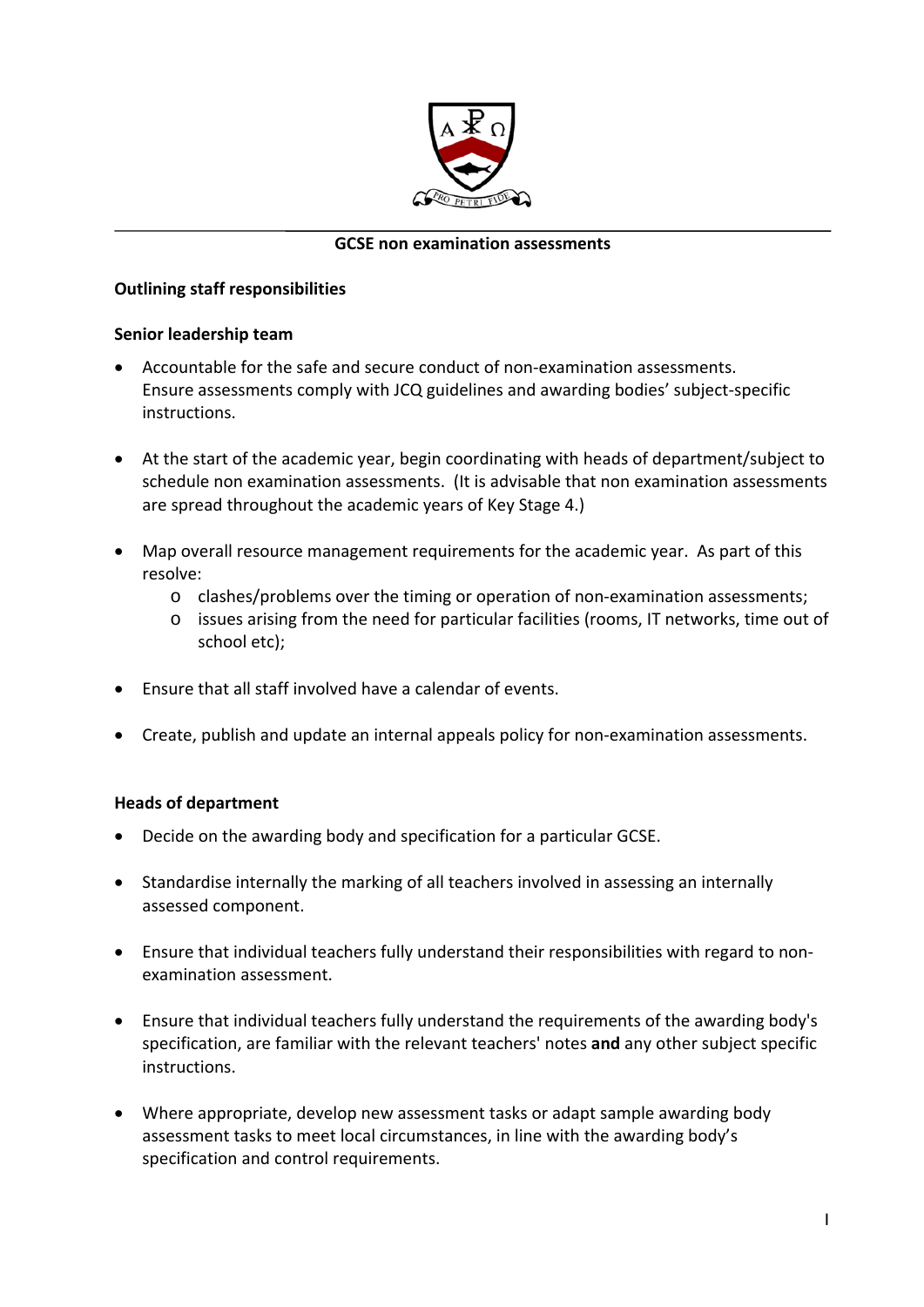## GCSE non examination assessments

### Outlining staff responsibilities

### Senior leadership team

- Accountable for the safe and secure conduct of non-examination assessments. Ensure assessments comply with JCQ guidelines and awarding bodies' subject-specific instructions.

- At the start of the academic year, begin coordinating with heads of department/subject to schedule non examination assessments. (It is advisable that non examination assessments are spread throughout the academic years of Key Stage 4.)

- Map overall resource management requirements for the academic year. As part of this resolve:
  - clashes/problems over the timing or operation of non-examination assessments;
  - issues arising from the need for particular facilities (rooms, IT networks, time out of school etc);

- Ensure that all staff involved have a calendar of events.

- Create, publish and update an internal appeals policy for non-examination assessments.

### Heads of department

- Decide on the awarding body and specification for a particular GCSE.

- Standardise internally the marking of all teachers involved in assessing an internally assessed component.

- Ensure that individual teachers fully understand their responsibilities with regard to non-examination assessment.

- Ensure that individual teachers fully understand the requirements of the awarding body's specification, are familiar with the relevant teachers' notes **and** any other subject specific instructions.

- Where appropriate, develop new assessment tasks or adapt sample awarding body assessment tasks to meet local circumstances, in line with the awarding body's specification and control requirements.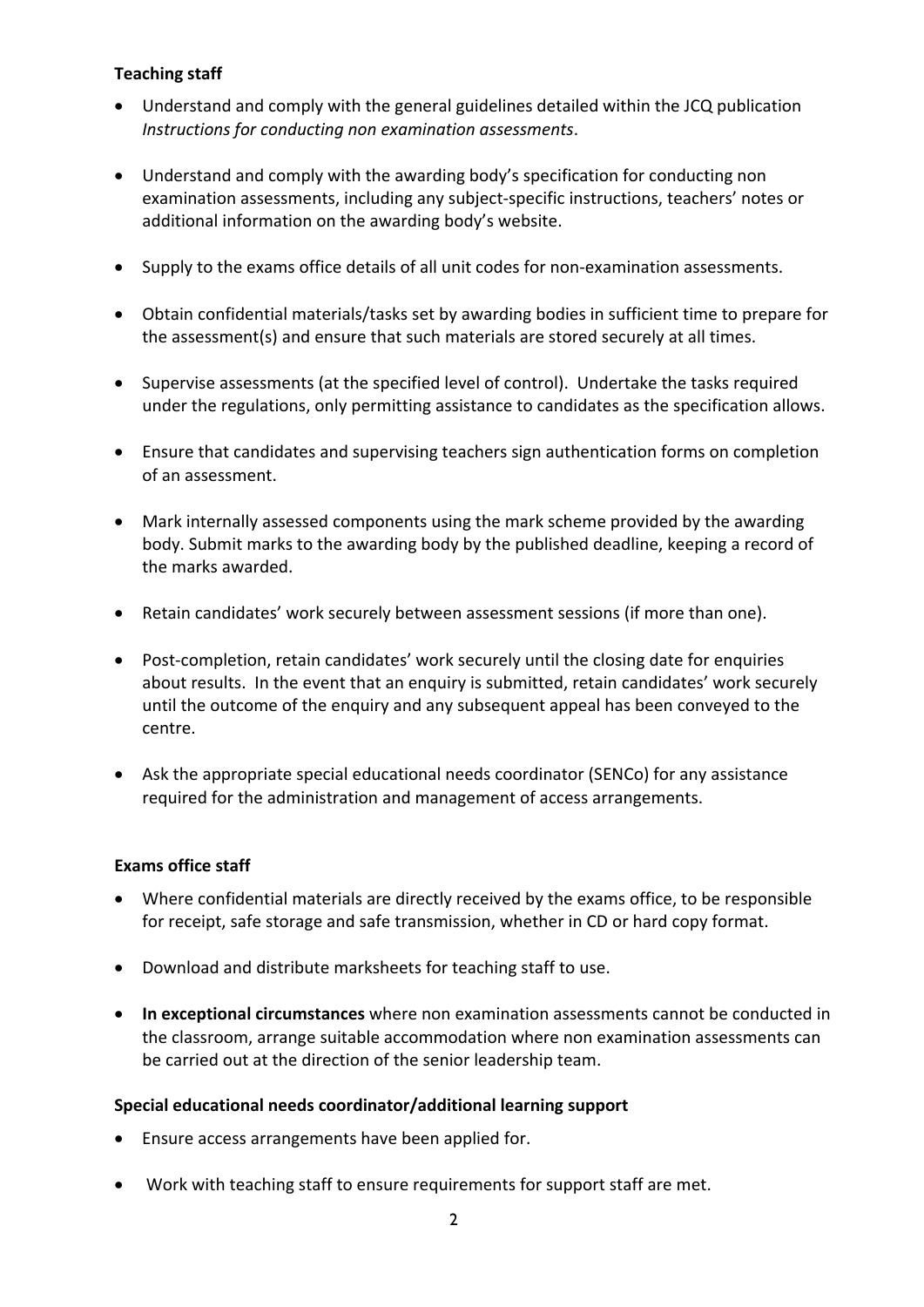**Teaching staff**

- Understand and comply with the general guidelines detailed within the JCQ publication *Instructions for conducting non examination assessments*.
- Understand and comply with the awarding body's specification for conducting non examination assessments, including any subject-specific instructions, teachers' notes or additional information on the awarding body's website.
- Supply to the exams office details of all unit codes for non-examination assessments.
- Obtain confidential materials/tasks set by awarding bodies in sufficient time to prepare for the assessment(s) and ensure that such materials are stored securely at all times.
- Supervise assessments (at the specified level of control). Undertake the tasks required under the regulations, only permitting assistance to candidates as the specification allows.
- Ensure that candidates and supervising teachers sign authentication forms on completion of an assessment.
- Mark internally assessed components using the mark scheme provided by the awarding body. Submit marks to the awarding body by the published deadline, keeping a record of the marks awarded.
- Retain candidates' work securely between assessment sessions (if more than one).
- Post-completion, retain candidates' work securely until the closing date for enquiries about results. In the event that an enquiry is submitted, retain candidates' work securely until the outcome of the enquiry and any subsequent appeal has been conveyed to the centre.
- Ask the appropriate special educational needs coordinator (SENCo) for any assistance required for the administration and management of access arrangements.

**Exams office staff**

- Where confidential materials are directly received by the exams office, to be responsible for receipt, safe storage and safe transmission, whether in CD or hard copy format.
- Download and distribute marksheets for teaching staff to use.
- **In exceptional circumstances** where non examination assessments cannot be conducted in the classroom, arrange suitable accommodation where non examination assessments can be carried out at the direction of the senior leadership team.

**Special educational needs coordinator/additional learning support**

- Ensure access arrangements have been applied for.
- Work with teaching staff to ensure requirements for support staff are met.